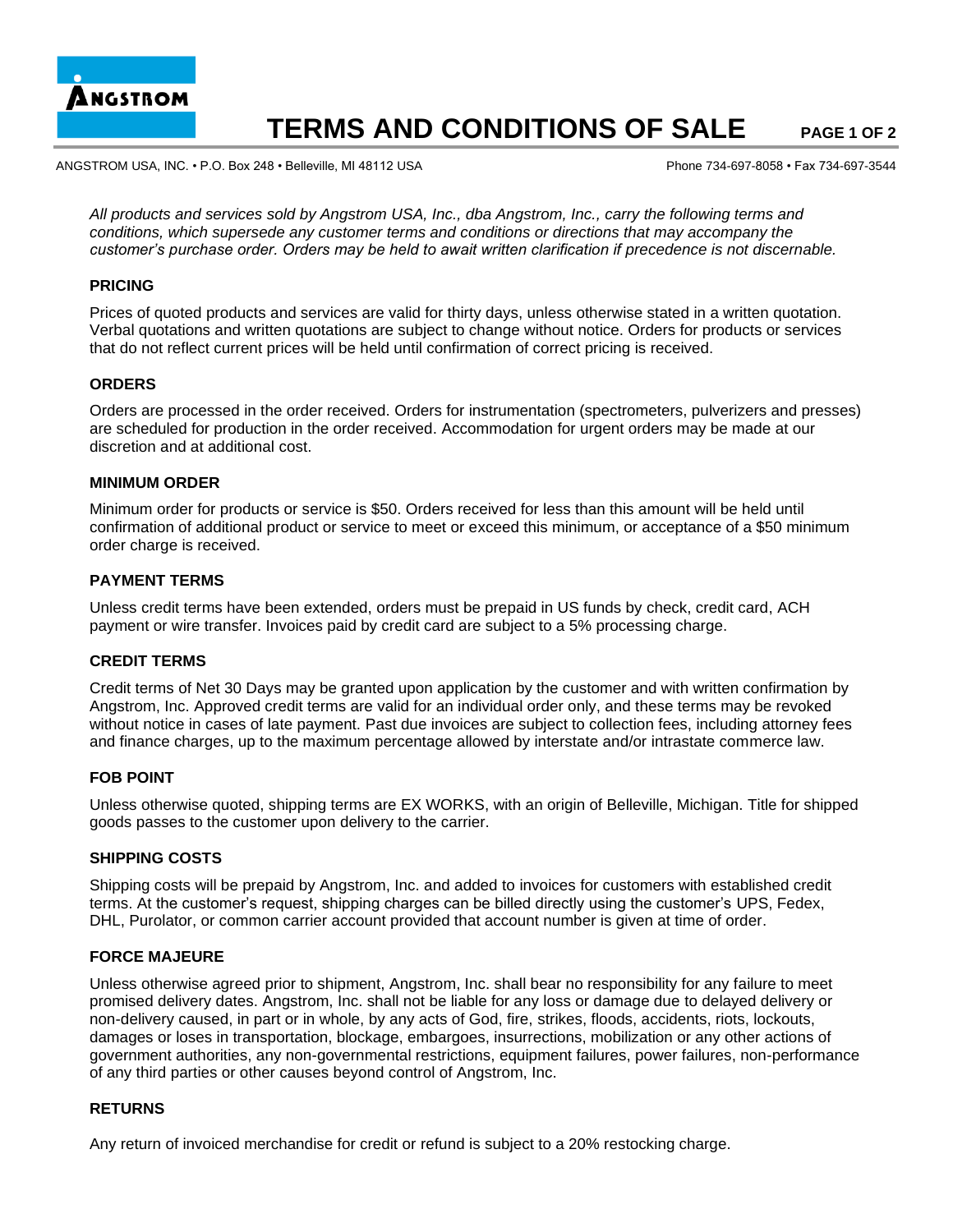# TERMS AND CONDITIONS OF SALE

ANGSTROM USA, INC. • P.O. Box 248 • Belleville, MI 48112 USA Phone 734-697-8058 • Fax 734-697-3544

*All products and services sold by Angstrom USA, Inc., dba Angstrom, Inc., carry the following terms and conditions, which supersede any customer terms and conditions or directions that may accompany the customer's purchase order. Orders may be held to await written clarification if precedence is not discernable.*

### PRICING

Prices of quoted products and services are valid for thirty days, unless otherwise stated in a written quotation. Verbal quotations and written quotations are subject to change without notice. Orders for products or services that do not reflect current prices will be held until confirmation of correct pricing is received.

### ORDERS

Orders are processed in the order received. Orders for instrumentation (spectrometers, pulverizers and presses) are scheduled for production in the order received. Accommodation for urgent orders may be made at our discretion and at additional cost.

### MINIMUM ORDER

Minimum order for products or service is $50. Orders received for less than this amount will be held until confirmation of additional product or service to meet or exceed this minimum, or acceptance of a $50 minimum order charge is received.

### PAYMENT TERMS

Unless credit terms have been extended, orders must be prepaid in US funds by check, credit card, ACH payment or wire transfer. Invoices paid by credit card are subject to a 5% processing charge.

### CREDIT TERMS

Credit terms of Net 30 Days may be granted upon application by the customer and with written confirmation by Angstrom, Inc. Approved credit terms are valid for an individual order only, and these terms may be revoked without notice in cases of late payment. Past due invoices are subject to collection fees, including attorney fees and finance charges, up to the maximum percentage allowed by interstate and/or intrastate commerce law.

### FOB POINT

Unless otherwise quoted, shipping terms are EX WORKS, with an origin of Belleville, Michigan. Title for shipped goods passes to the customer upon delivery to the carrier.

### SHIPPING COSTS

Shipping costs will be prepaid by Angstrom, Inc. and added to invoices for customers with established credit terms. At the customer's request, shipping charges can be billed directly using the customer's UPS, Fedex, DHL, Purolator, or common carrier account provided that account number is given at time of order.

### FORCE MAJEURE

Unless otherwise agreed prior to shipment, Angstrom, Inc. shall bear no responsibility for any failure to meet promised delivery dates. Angstrom, Inc. shall not be liable for any loss or damage due to delayed delivery or non-delivery caused, in part or in whole, by any acts of God, fire, strikes, floods, accidents, riots, lockouts, damages or loses in transportation, blockage, embargoes, insurrections, mobilization or any other actions of government authorities, any non-governmental restrictions, equipment failures, power failures, non-performance of any third parties or other causes beyond control of Angstrom, Inc.

### RETURNS

Any return of invoiced merchandise for credit or refund is subject to a 20% restocking charge.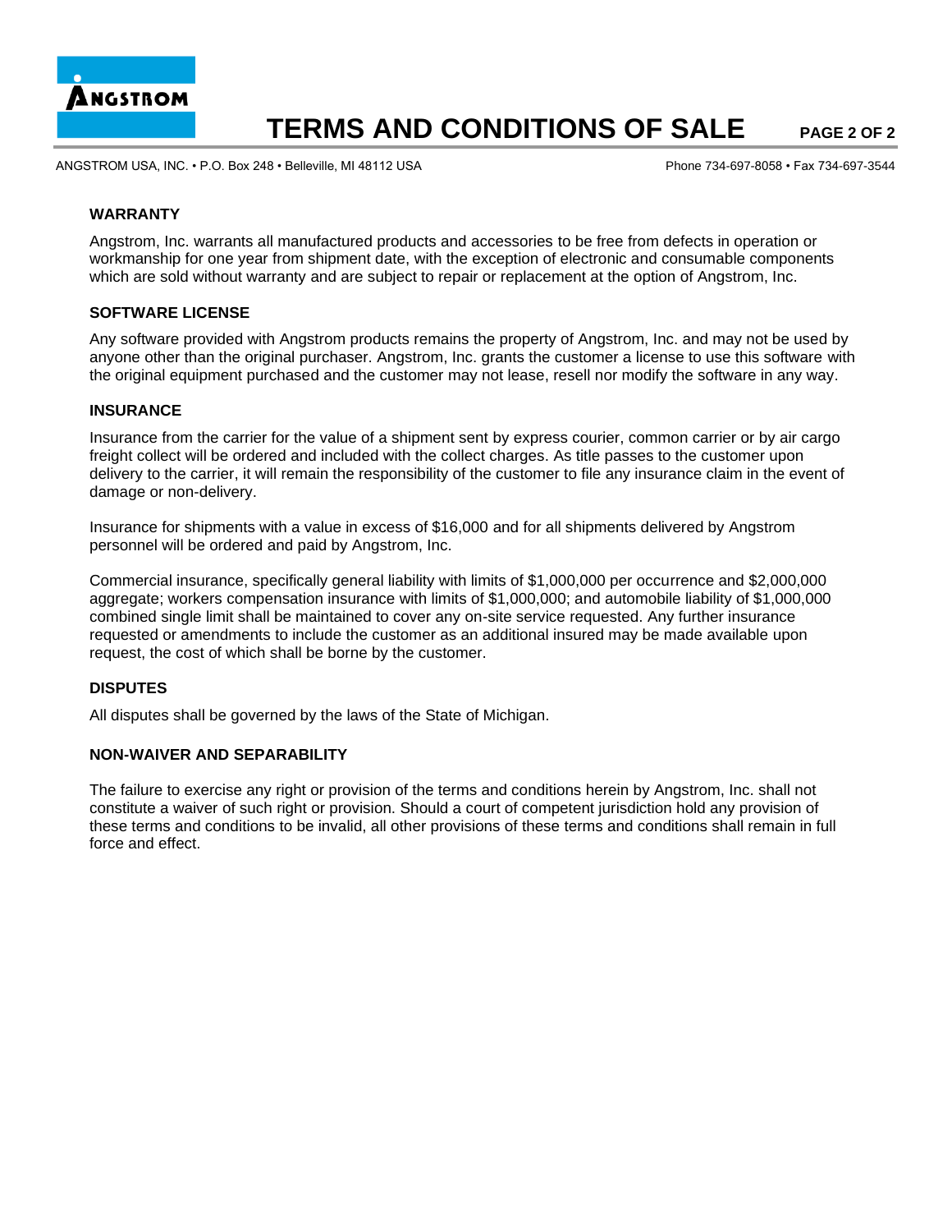## WARRANTY

Angstrom, Inc. warrants all manufactured products and accessories to be free from defects in operation or workmanship for one year from shipment date, with the exception of electronic and consumable components which are sold without warranty and are subject to repair or replacement at the option of Angstrom, Inc.

## SOFTWARE LICENSE

Any software provided with Angstrom products remains the property of Angstrom, Inc. and may not be used by anyone other than the original purchaser. Angstrom, Inc. grants the customer a license to use this software with the original equipment purchased and the customer may not lease, resell nor modify the software in any way.

## INSURANCE

Insurance from the carrier for the value of a shipment sent by express courier, common carrier or by air cargo freight collect will be ordered and included with the collect charges. As title passes to the customer upon delivery to the carrier, it will remain the responsibility of the customer to file any insurance claim in the event of damage or non-delivery.

Insurance for shipments with a value in excess of $16,000 and for all shipments delivered by Angstrom personnel will be ordered and paid by Angstrom, Inc.

Commercial insurance, specifically general liability with limits of $1,000,000 per occurrence and $2,000,000 aggregate; workers compensation insurance with limits of $1,000,000; and automobile liability of $1,000,000 combined single limit shall be maintained to cover any on-site service requested. Any further insurance requested or amendments to include the customer as an additional insured may be made available upon request, the cost of which shall be borne by the customer.

## DISPUTES

All disputes shall be governed by the laws of the State of Michigan.

## NON-WAIVER AND SEPARABILITY

The failure to exercise any right or provision of the terms and conditions herein by Angstrom, Inc. shall not constitute a waiver of such right or provision. Should a court of competent jurisdiction hold any provision of these terms and conditions to be invalid, all other provisions of these terms and conditions shall remain in full force and effect.